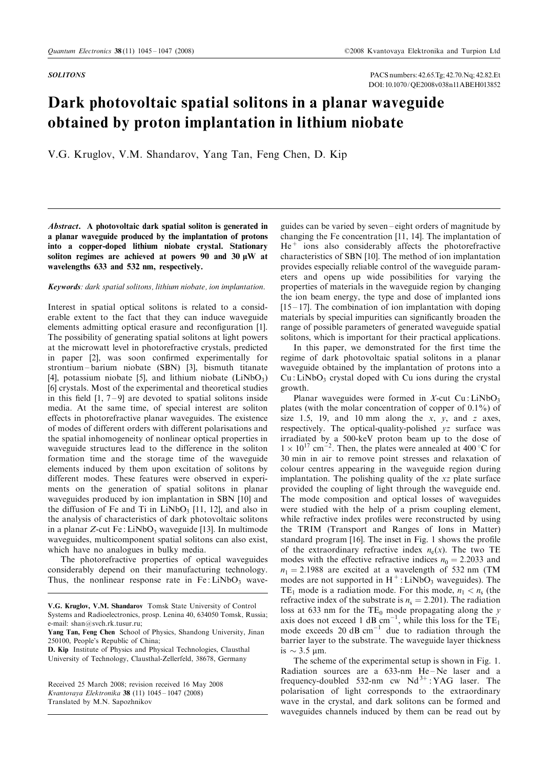**SOLITONS**

PACS numbers: 42.65.Tg; 42.70.Nq; 42.82.Et
DOI: 10.1070/QE2008v038n11ABEH013852

# Dark photovoltaic spatial solitons in a planar waveguide obtained by proton implantation in lithium niobate

V.G. Kruglov, V.M. Shandarov, Yang Tan, Feng Chen, D. Kip

***Abstract*. A photovoltaic dark spatial soliton is generated in a planar waveguide produced by the implantation of protons into a copper-doped lithium niobate crystal. Stationary soliton regimes are achieved at powers 90 and 30 μW at wavelengths 633 and 532 nm, respectively.**

***Keywords***: *dark spatial solitons, lithium niobate, ion implantation.*

Interest in spatial optical solitons is related to a considerable extent to the fact that they can induce waveguide elements admitting optical erasure and reconfiguration [1]. The possibility of generating spatial solitons at light powers at the microwatt level in photorefractive crystals, predicted in paper [2], was soon confirmed experimentally for strontium – barium niobate (SBN) [3], bismuth titanate [4], potassium niobate [5], and lithium niobate ($LiNbO_3$) [6] crystals. Most of the experimental and theoretical studies in this field [1, 7 – 9] are devoted to spatial solitons inside media. At the same time, of special interest are soliton effects in photorefractive planar waveguides. The existence of modes of different orders with different polarisations and the spatial inhomogeneity of nonlinear optical properties in waveguide structures lead to the difference in the soliton formation time and the storage time of the waveguide elements induced by them upon excitation of solitons by different modes. These features were observed in experiments on the generation of spatial solitons in planar waveguides produced by ion implantation in SBN [10] and the diffusion of Fe and Ti in $LiNbO_3$ [11, 12], and also in the analysis of characteristics of dark photovoltaic solitons in a planar *Z*-cut $Fe:LiNbO_3$ waveguide [13]. In multimode waveguides, multicomponent spatial solitons can also exist, which have no analogues in bulky media.

The photorefractive properties of optical waveguides considerably depend on their manufacturing technology. Thus, the nonlinear response rate in $Fe:LiNbO_3$ waveguides can be varied by seven – eight orders of magnitude by changing the Fe concentration [11, 14]. The implantation of $He^+$ ions also considerably affects the photorefractive characteristics of SBN [10]. The method of ion implantation provides especially reliable control of the waveguide parameters and opens up wide possibilities for varying the properties of materials in the waveguide region by changing the ion beam energy, the type and dose of implanted ions [15 – 17]. The combination of ion implantation with doping materials by special impurities can significantly broaden the range of possible parameters of generated waveguide spatial solitons, which is important for their practical applications.

In this paper, we demonstrated for the first time the regime of dark photovoltaic spatial solitons in a planar waveguide obtained by the implantation of protons into a $Cu:LiNbO_3$ crystal doped with Cu ions during the crystal growth.

Planar waveguides were formed in *X*-cut $Cu:LiNbO_3$ plates (with the molar concentration of copper of 0.1%) of size 1.5, 19, and 10 mm along the *x*, *y*, and *z* axes, respectively. The optical-quality-polished *yz* surface was irradiated by a 500-keV proton beam up to the dose of $1 \times 10^{17}$ cm$^{-2}$. Then, the plates were annealed at 400 °C for 30 min in air to remove point stresses and relaxation of colour centres appearing in the waveguide region during implantation. The polishing quality of the *xz* plate surface provided the coupling of light through the waveguide end. The mode composition and optical losses of waveguides were studied with the help of a prism coupling element, while refractive index profiles were reconstructed by using the TRIM (Transport and Ranges of Ions in Matter) standard program [16]. The inset in Fig. 1 shows the profile of the extraordinary refractive index $n_e(x)$. The two TE modes with the effective refractive indices $n_0 = 2.2033$ and $n_1 = 2.1988$ are excited at a wavelength of 532 nm (TM modes are not supported in $H^+:LiNbO_3$ waveguides). The $TE_1$ mode is a radiation mode. For this mode, $n_1 < n_s$ (the refractive index of the substrate is $n_s = 2.201$). The radiation loss at 633 nm for the $TE_0$ mode propagating along the *y* axis does not exceed 1 dB cm$^{-1}$, while this loss for the $TE_1$ mode exceeds 20 dB cm$^{-1}$ due to radiation through the barrier layer to the substrate. The waveguide layer thickness is ~ 3.5 μm.

The scheme of the experimental setup is shown in Fig. 1. Radiation sources are a 633-nm He – Ne laser and a frequency-doubled 532-nm cw $Nd^{3+}:YAG$ laser. The polarisation of light corresponds to the extraordinary wave in the crystal, and dark solitons can be formed and waveguides channels induced by them can be read out by

**V.G. Kruglov, V.M. Shandarov** Tomsk State University of Control Systems and Radioelectronics, prosp. Lenina 40, 634050 Tomsk, Russia; e-mail: shan@svch.rk.tusur.ru;
**Yang Tan, Feng Chen** School of Physics, Shandong University, Jinan 250100, People's Republic of China;
**D. Kip** Institute of Physics and Physical Technologies, Clausthal University of Technology, Clausthal-Zellerfeld, 38678, Germany

Received 25 March 2008; revision received 16 May 2008
*Kvantovaya Elektronika* **38** (11) 1045 – 1047 (2008)
Translated by M.N. Sapozhnikov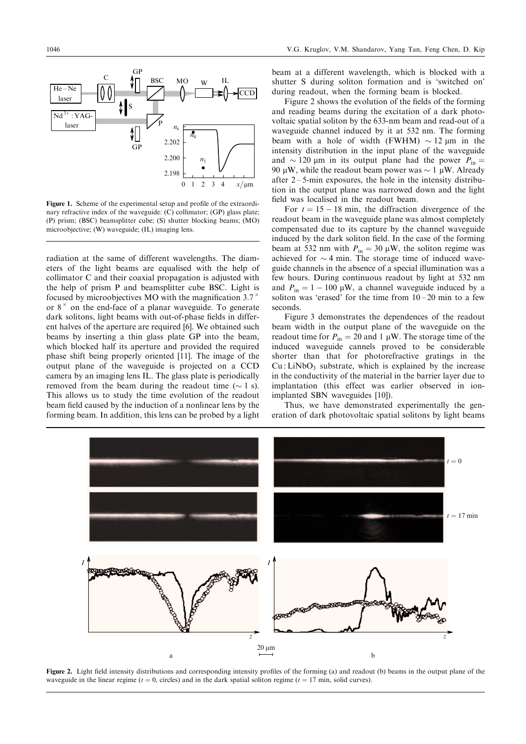**Figure 1.** Scheme of the experimental setup and profile of the extraordinary refractive index of the waveguide: (C) collimator; (GP) glass plate; (P) prism; (BSC) beamsplitter cube; (S) shutter blocking beams; (MO) microobjective; (W) waveguide; (IL) imaging lens.

radiation at the same of different wavelengths. The diameters of the light beams are equalised with the help of collimator C and their coaxial propagation is adjusted with the help of prism P and beamsplitter cube BSC. Light is focused by microobjectives MO with the magnification $3.7^{\times}$ or $8^{\times}$ on the end-face of a planar waveguide. To generate dark solitons, light beams with out-of-phase fields in different halves of the aperture are required [6]. We obtained such beams by inserting a thin glass plate GP into the beam, which blocked half its aperture and provided the required phase shift being properly oriented [11]. The image of the output plane of the waveguide is projected on a CCD camera by an imaging lens IL. The glass plate is periodically removed from the beam during the readout time ($\sim 1$ s). This allows us to study the time evolution of the readout beam field caused by the induction of a nonlinear lens by the forming beam. In addition, this lens can be probed by a light beam at a different wavelength, which is blocked with a shutter S during soliton formation and is 'switched on' during readout, when the forming beam is blocked.

Figure 2 shows the evolution of the fields of the forming and reading beams during the excitation of a dark photovoltaic spatial soliton by the 633-nm beam and read-out of a waveguide channel induced by it at 532 nm. The forming beam with a hole of width (FWHM) $\sim 12$ μm in the intensity distribution in the input plane of the waveguide and $\sim 120$ μm in its output plane had the power $P_{\text{in}} = 90$ μW, while the readout beam power was $\sim 1$ μW. Already after 2 – 5-min exposures, the hole in the intensity distribution in the output plane was narrowed down and the light field was localised in the readout beam.

For $t = 15 - 18$ min, the diffraction divergence of the readout beam in the waveguide plane was almost completely compensated due to its capture by the channel waveguide induced by the dark soliton field. In the case of the forming beam at 532 nm with $P_{\text{in}} = 30$ μW, the soliton regime was achieved for $\sim 4$ min. The storage time of induced waveguide channels in the absence of a special illumination was a few hours. During continuous readout by light at 532 nm and $P_{\text{in}} = 1 - 100$ μW, a channel waveguide induced by a soliton was 'erased' for the time from 10 – 20 min to a few seconds.

Figure 3 demonstrates the dependences of the readout beam width in the output plane of the waveguide on the readout time for $P_{\text{in}} = 20$ and 1 μW. The storage time of the induced waveguide cannels proved to be considerable shorter than that for photorefractive gratings in the $Cu:LiNbO_3$ substrate, which is explained by the increase in the conductivity of the material in the barrier layer due to implantation (this effect was earlier observed in ion-implanted SBN waveguides [10]).

Thus, we have demonstrated experimentally the generation of dark photovoltaic spatial solitons by light beams

**Figure 2.** Light field intensity distributions and corresponding intensity profiles of the forming (a) and readout (b) beams in the output plane of the waveguide in the linear regime ($t = 0$, circles) and in the dark spatial soliton regime ($t = 17$ min, solid curves).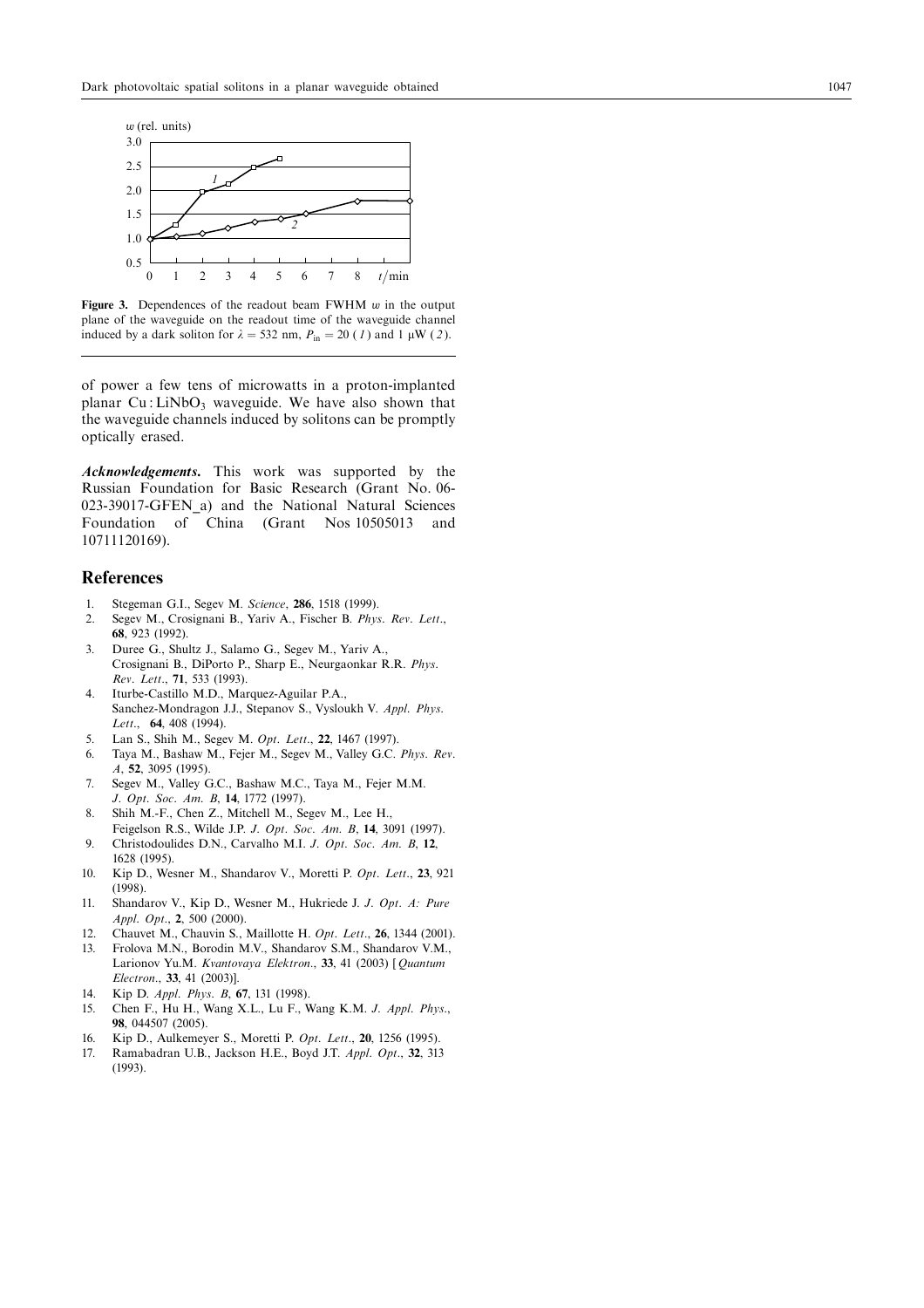w (rel. units)

3.0

2.5

2.0

1.5

1.0

0.5

0 1 2 3 4 5 6 7 8 t/min

1

2

**Figure 3.** Dependences of the readout beam FWHM $w$ in the output plane of the waveguide on the readout time of the waveguide channel induced by a dark soliton for $\lambda = 532$ nm, $P_{in} = 20$ (*1*) and 1 μW (*2*).

of power a few tens of microwatts in a proton-implanted planar $Cu:LiNbO_3$ waveguide. We have also shown that the waveguide channels induced by solitons can be promptly optically erased.

***Acknowledgements.*** This work was supported by the Russian Foundation for Basic Research (Grant No. 06-023-39017-GFEN_a) and the National Natural Sciences Foundation of China (Grant Nos 10505013 and 10711120169).

## References

1. Stegeman G.I., Segev M. *Science*, **286**, 1518 (1999).
2. Segev M., Crosignani B., Yariv A., Fischer B. *Phys. Rev. Lett.*, **68**, 923 (1992).
3. Duree G., Shultz J., Salamo G., Segev M., Yariv A., Crosignani B., DiPorto P., Sharp E., Neurgaonkar R.R. *Phys. Rev. Lett.*, **71**, 533 (1993).
4. Iturbe-Castillo M.D., Marquez-Aguilar P.A., Sanchez-Mondragon J.J., Stepanov S., Vysloukh V. *Appl. Phys. Lett.*, **64**, 408 (1994).
5. Lan S., Shih M., Segev M. *Opt. Lett.*, **22**, 1467 (1997).
6. Taya M., Bashaw M., Fejer M., Segev M., Valley G.C. *Phys. Rev. A*, **52**, 3095 (1995).
7. Segev M., Valley G.C., Bashaw M.C., Taya M., Fejer M.M. *J. Opt. Soc. Am. B*, **14**, 1772 (1997).
8. Shih M.-F., Chen Z., Mitchell M., Segev M., Lee H., Feigelson R.S., Wilde J.P. *J. Opt. Soc. Am. B*, **14**, 3091 (1997).
9. Christodoulides D.N., Carvalho M.I. *J. Opt. Soc. Am. B*, **12**, 1628 (1995).
10. Kip D., Wesner M., Shandarov V., Moretti P. *Opt. Lett.*, **23**, 921 (1998).
11. Shandarov V., Kip D., Wesner M., Hukriede J. *J. Opt. A: Pure Appl. Opt.*, **2**, 500 (2000).
12. Chauvet M., Chauvin S., Maillotte H. *Opt. Lett.*, **26**, 1344 (2001).
13. Frolova M.N., Borodin M.V., Shandarov S.M., Shandarov V.M., Larionov Yu.M. *Kvantovaya Elektron.*, **33**, 41 (2003) [*Quantum Electron.*, **33**, 41 (2003)].
14. Kip D. *Appl. Phys. B*, **67**, 131 (1998).
15. Chen F., Hu H., Wang X.L., Lu F., Wang K.M. *J. Appl. Phys.*, **98**, 044507 (2005).
16. Kip D., Aulkemeyer S., Moretti P. *Opt. Lett.*, **20**, 1256 (1995).
17. Ramabadran U.B., Jackson H.E., Boyd J.T. *Appl. Opt.*, **32**, 313 (1993).